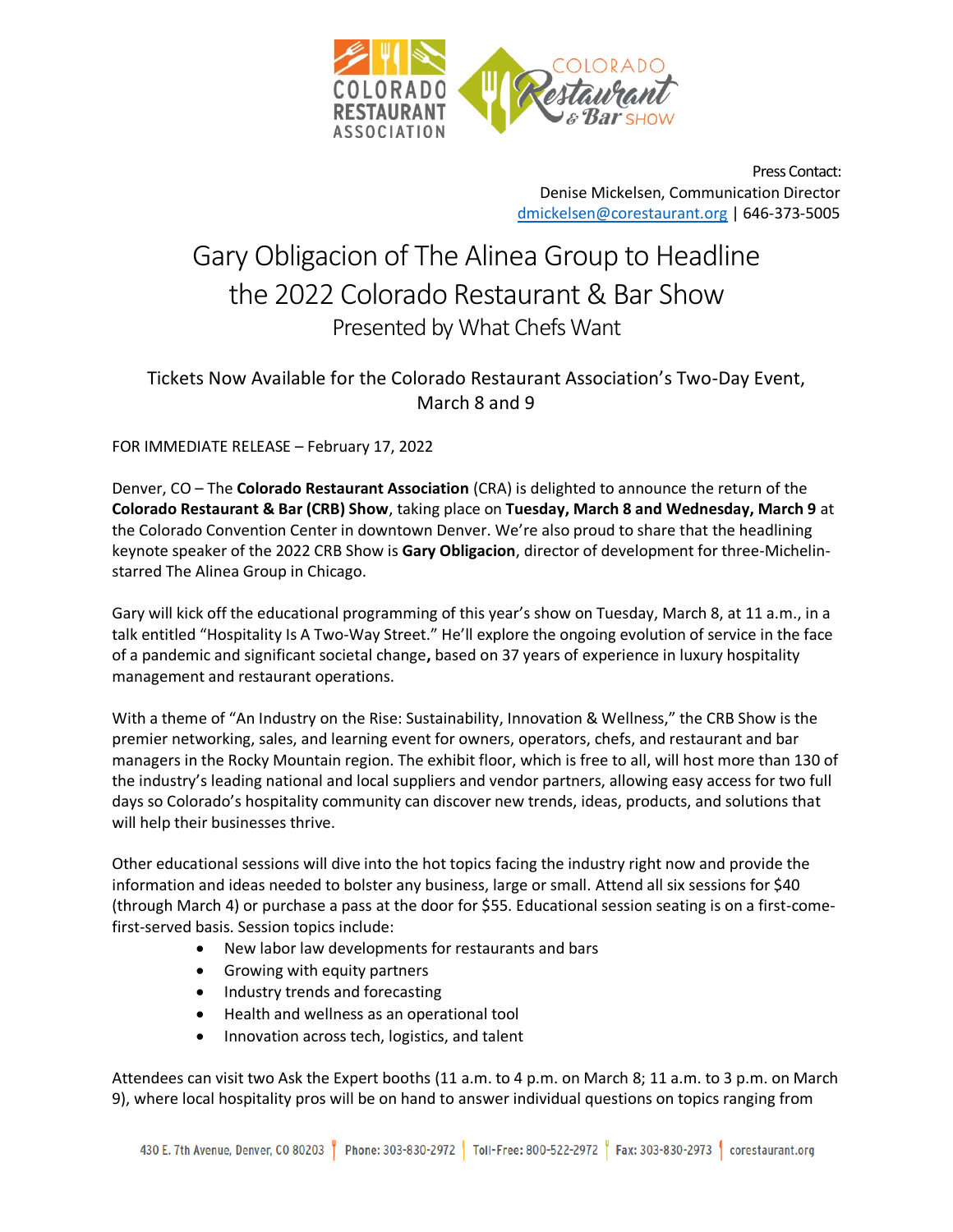Press Contact:
Denise Mickelsen, Communication Director
dmickelsen@corestaurant.org | 646-373-5005

# Gary Obligacion of The Alinea Group to Headline the 2022 Colorado Restaurant & Bar Show

## Presented by What Chefs Want

### Tickets Now Available for the Colorado Restaurant Association's Two-Day Event, March 8 and 9

FOR IMMEDIATE RELEASE – February 17, 2022

Denver, CO – The **Colorado Restaurant Association** (CRA) is delighted to announce the return of the **Colorado Restaurant & Bar (CRB) Show**, taking place on **Tuesday, March 8 and Wednesday, March 9** at the Colorado Convention Center in downtown Denver. We're also proud to share that the headlining keynote speaker of the 2022 CRB Show is **Gary Obligacion**, director of development for three-Michelin-starred The Alinea Group in Chicago.

Gary will kick off the educational programming of this year's show on Tuesday, March 8, at 11 a.m., in a talk entitled "Hospitality Is A Two-Way Street." He'll explore the ongoing evolution of service in the face of a pandemic and significant societal change**,** based on 37 years of experience in luxury hospitality management and restaurant operations.

With a theme of "An Industry on the Rise: Sustainability, Innovation & Wellness," the CRB Show is the premier networking, sales, and learning event for owners, operators, chefs, and restaurant and bar managers in the Rocky Mountain region. The exhibit floor, which is free to all, will host more than 130 of the industry's leading national and local suppliers and vendor partners, allowing easy access for two full days so Colorado's hospitality community can discover new trends, ideas, products, and solutions that will help their businesses thrive.

Other educational sessions will dive into the hot topics facing the industry right now and provide the information and ideas needed to bolster any business, large or small. Attend all six sessions for $40 (through March 4) or purchase a pass at the door for $55. Educational session seating is on a first-come-first-served basis. Session topics include:

- New labor law developments for restaurants and bars
- Growing with equity partners
- Industry trends and forecasting
- Health and wellness as an operational tool
- Innovation across tech, logistics, and talent

Attendees can visit two Ask the Expert booths (11 a.m. to 4 p.m. on March 8; 11 a.m. to 3 p.m. on March 9), where local hospitality pros will be on hand to answer individual questions on topics ranging from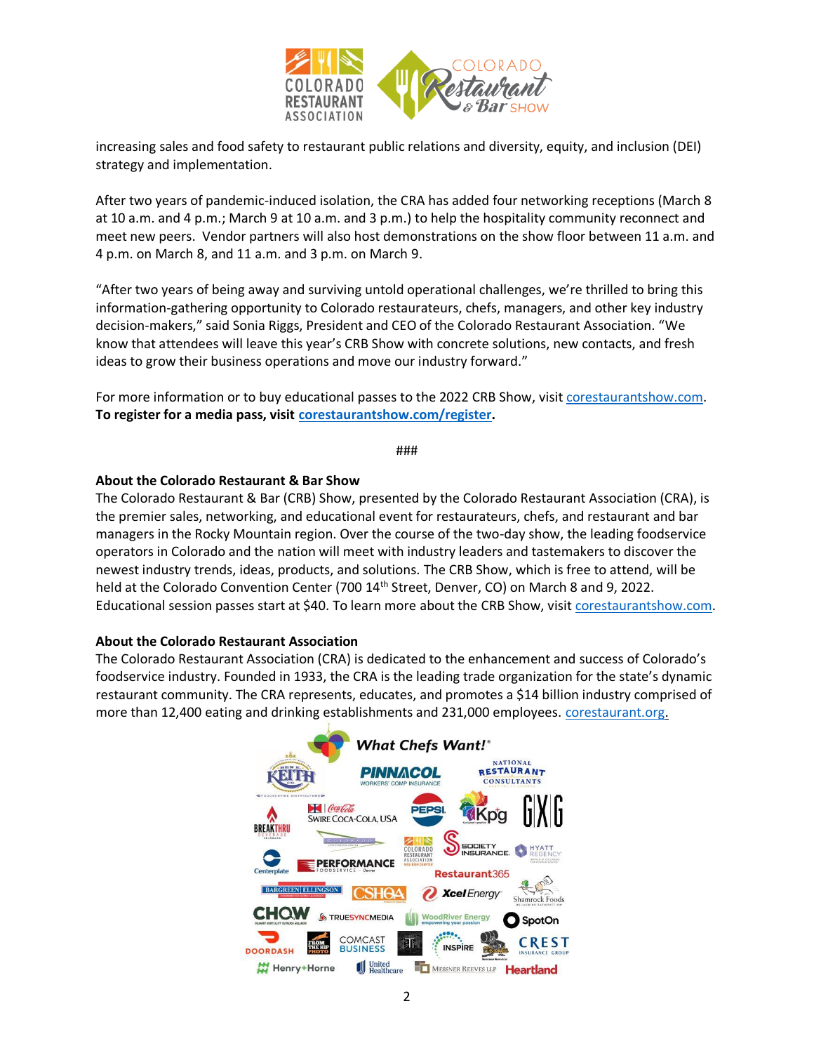increasing sales and food safety to restaurant public relations and diversity, equity, and inclusion (DEI) strategy and implementation.

After two years of pandemic-induced isolation, the CRA has added four networking receptions (March 8 at 10 a.m. and 4 p.m.; March 9 at 10 a.m. and 3 p.m.) to help the hospitality community reconnect and meet new peers. Vendor partners will also host demonstrations on the show floor between 11 a.m. and 4 p.m. on March 8, and 11 a.m. and 3 p.m. on March 9.

"After two years of being away and surviving untold operational challenges, we're thrilled to bring this information-gathering opportunity to Colorado restaurateurs, chefs, managers, and other key industry decision-makers," said Sonia Riggs, President and CEO of the Colorado Restaurant Association. "We know that attendees will leave this year's CRB Show with concrete solutions, new contacts, and fresh ideas to grow their business operations and move our industry forward."

For more information or to buy educational passes to the 2022 CRB Show, visit corestaurantshow.com.
**To register for a media pass, visit corestaurantshow.com/register.**

###

**About the Colorado Restaurant & Bar Show**
The Colorado Restaurant & Bar (CRB) Show, presented by the Colorado Restaurant Association (CRA), is the premier sales, networking, and educational event for restaurateurs, chefs, and restaurant and bar managers in the Rocky Mountain region. Over the course of the two-day show, the leading foodservice operators in Colorado and the nation will meet with industry leaders and tastemakers to discover the newest industry trends, ideas, products, and solutions. The CRB Show, which is free to attend, will be held at the Colorado Convention Center (700 14th Street, Denver, CO) on March 8 and 9, 2022. Educational session passes start at $40. To learn more about the CRB Show, visit corestaurantshow.com.

**About the Colorado Restaurant Association**
The Colorado Restaurant Association (CRA) is dedicated to the enhancement and success of Colorado's foodservice industry. Founded in 1933, the CRA is the leading trade organization for the state's dynamic restaurant community. The CRA represents, educates, and promotes a $14 billion industry comprised of more than 12,400 eating and drinking establishments and 231,000 employees. corestaurant.org.